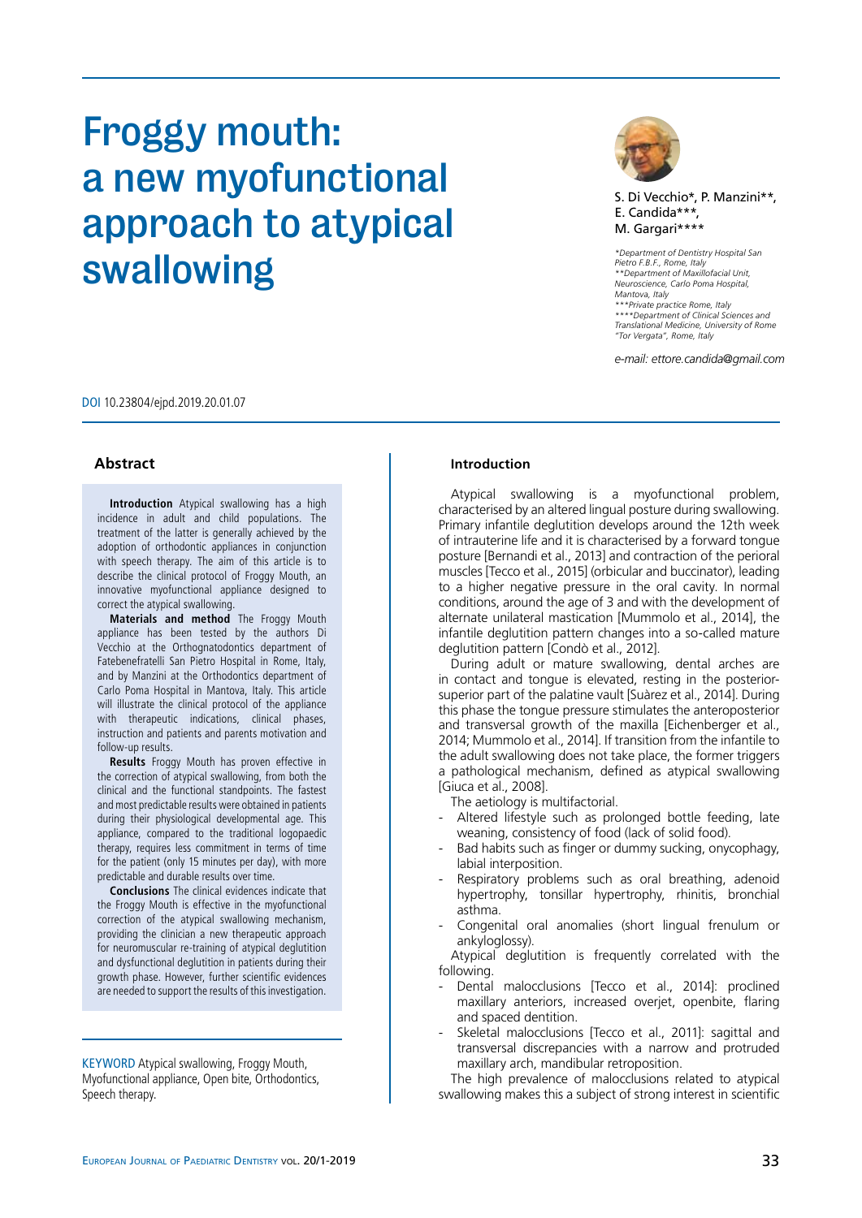# Froggy mouth: a new myofunctional approach to atypical swallowing

S. Di Vecchio*, P. Manzini**, E. Candida***, M. Gargari****

*Department of Dentistry Hospital San Pietro F.B.F., Rome, Italy
**Department of Maxillofacial Unit, Neuroscience, Carlo Poma Hospital, Mantova, Italy
***Private practice Rome, Italy
****Department of Clinical Sciences and Translational Medicine, University of Rome "Tor Vergata", Rome, Italy

*e-mail: ettore.candida@gmail.com*

DOI 10.23804/ejpd.2019.20.01.07

## Abstract

**Introduction** Atypical swallowing has a high incidence in adult and child populations. The treatment of the latter is generally achieved by the adoption of orthodontic appliances in conjunction with speech therapy. The aim of this article is to describe the clinical protocol of Froggy Mouth, an innovative myofunctional appliance designed to correct the atypical swallowing.

**Materials and method** The Froggy Mouth appliance has been tested by the authors Di Vecchio at the Orthognatodontics department of Fatebenefratelli San Pietro Hospital in Rome, Italy, and by Manzini at the Orthodontics department of Carlo Poma Hospital in Mantova, Italy. This article will illustrate the clinical protocol of the appliance with therapeutic indications, clinical phases, instruction and patients and parents motivation and follow-up results.

**Results** Froggy Mouth has proven effective in the correction of atypical swallowing, from both the clinical and the functional standpoints. The fastest and most predictable results were obtained in patients during their physiological developmental age. This appliance, compared to the traditional logopaedic therapy, requires less commitment in terms of time for the patient (only 15 minutes per day), with more predictable and durable results over time.

**Conclusions** The clinical evidences indicate that the Froggy Mouth is effective in the myofunctional correction of the atypical swallowing mechanism, providing the clinician a new therapeutic approach for neuromuscular re-training of atypical deglution and dysfunctional deglution in patients during their growth phase. However, further scientific evidences are needed to support the results of this investigation.

KEYWORD Atypical swallowing, Froggy Mouth, Myofunctional appliance, Open bite, Orthodontics, Speech therapy.

## Introduction

Atypical swallowing is a myofunctional problem, characterised by an altered lingual posture during swallowing. Primary infantile deglutition develops around the 12th week of intrauterine life and it is characterised by a forward tongue posture [Bernandi et al., 2013] and contraction of the perioral muscles [Tecco et al., 2015] (orbicular and buccinator), leading to a higher negative pressure in the oral cavity. In normal conditions, around the age of 3 and with the development of alternate unilateral mastication [Mummolo et al., 2014], the infantile deglutition pattern changes into a so-called mature deglutition pattern [Condò et al., 2012].

During adult or mature swallowing, dental arches are in contact and tongue is elevated, resting in the posterior-superior part of the palatine vault [Suàrez et al., 2014]. During this phase the tongue pressure stimulates the anteroposterior and transversal growth of the maxilla [Eichenberger et al., 2014; Mummolo et al., 2014]. If transition from the infantile to the adult swallowing does not take place, the former triggers a pathological mechanism, defined as atypical swallowing [Giuca et al., 2008].

The aetiology is multifactorial.

- Altered lifestyle such as prolonged bottle feeding, late weaning, consistency of food (lack of solid food).
- Bad habits such as finger or dummy sucking, onycophagy, labial interposition.
- Respiratory problems such as oral breathing, adenoid hypertrophy, tonsillar hypertrophy, rhinitis, bronchial asthma.
- Congenital oral anomalies (short lingual frenulum or ankyloglossy).

Atypical deglution is frequently correlated with the following.

- Dental malocclusions [Tecco et al., 2014]: proclined maxillary anteriors, increased overjet, openbite, flaring and spaced dentition.
- Skeletal malocclusions [Tecco et al., 2011]: sagittal and transversal discrepancies with a narrow and protruded maxillary arch, mandibular retroposition.

The high prevalence of malocclusions related to atypical swallowing makes this a subject of strong interest in scientific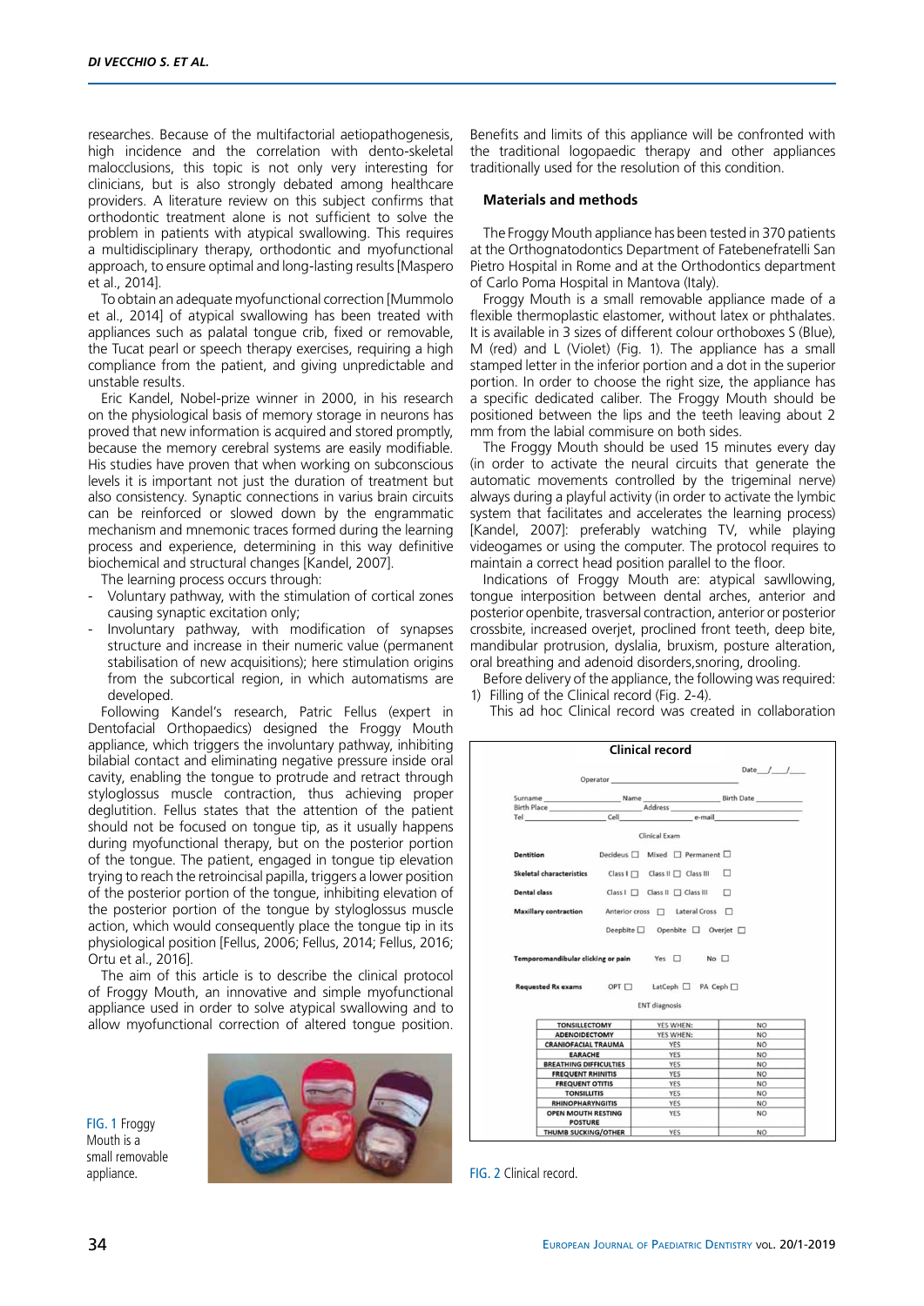researches. Because of the multifactorial aetiopathogenesis, high incidence and the correlation with dento-skeletal malocclusions, this topic is not only very interesting for clinicians, but is also strongly debated among healthcare providers. A literature review on this subject confirms that orthodontic treatment alone is not sufficient to solve the problem in patients with atypical swallowing. This requires a multidisciplinary therapy, orthodontic and myofunctional approach, to ensure optimal and long-lasting results [Maspero et al., 2014].

To obtain an adequate myofunctional correction [Mummolo et al., 2014] of atypical swallowing has been treated with appliances such as palatal tongue crib, fixed or removable, the Tucat pearl or speech therapy exercises, requiring a high compliance from the patient, and giving unpredictable and unstable results.

Eric Kandel, Nobel-prize winner in 2000, in his research on the physiological basis of memory storage in neurons has proved that new information is acquired and stored promptly, because the memory cerebral systems are easily modifiable. His studies have proven that when working on subconscious levels it is important not just the duration of treatment but also consistency. Synaptic connections in varius brain circuits can be reinforced or slowed down by the engrammatic mechanism and mnemonic traces formed during the learning process and experience, determining in this way definitive biochemical and structural changes [Kandel, 2007].

The learning process occurs through:

- Voluntary pathway, with the stimulation of cortical zones causing synaptic excitation only;
- Involuntary pathway, with modification of synapses structure and increase in their numeric value (permanent stabilisation of new acquisitions); here stimulation origins from the subcortical region, in which automatisms are developed.

Following Kandel's research, Patric Fellus (expert in Dentofacial Orthopaedics) designed the Froggy Mouth appliance, which triggers the involuntary pathway, inhibiting bilabial contact and eliminating negative pressure inside oral cavity, enabling the tongue to protrude and retract through styloglossus muscle contraction, thus achieving proper deglutition. Fellus states that the attention of the patient should not be focused on tongue tip, as it usually happens during myofunctional therapy, but on the posterior portion of the tongue. The patient, engaged in tongue tip elevation trying to reach the retroincisal papilla, triggers a lower position of the posterior portion of the tongue, inhibiting elevation of the posterior portion of the tongue by styloglossus muscle action, which would consequently place the tongue tip in its physiological position [Fellus, 2006; Fellus, 2014; Fellus, 2016; Ortu et al., 2016].

The aim of this article is to describe the clinical protocol of Froggy Mouth, an innovative and simple myofunctional appliance used in order to solve atypical swallowing and to allow myofunctional correction of altered tongue position.

FIG. 1 Froggy Mouth is a small removable appliance.

Benefits and limits of this appliance will be confronted with the traditional logopaedic therapy and other appliances traditionally used for the resolution of this condition.

### Materials and methods

The Froggy Mouth appliance has been tested in 370 patients at the Orthognatodontics Department of Fatebenefratelli San Pietro Hospital in Rome and at the Orthodontics department of Carlo Poma Hospital in Mantova (Italy).

Froggy Mouth is a small removable appliance made of a flexible thermoplastic elastomer, without latex or phthalates. It is available in 3 sizes of different colour orthoboxes S (Blue), M (red) and L (Violet) (Fig. 1). The appliance has a small stamped letter in the inferior portion and a dot in the superior portion. In order to choose the right size, the appliance has a specific dedicated caliber. The Froggy Mouth should be positioned between the lips and the teeth leaving about 2 mm from the labial commisure on both sides.

The Froggy Mouth should be used 15 minutes every day (in order to activate the neural circuits that generate the automatic movements controlled by the trigeminal nerve) always during a playful activity (in order to activate the lymbic system that facilitates and accelerates the learning process) [Kandel, 2007]: preferably watching TV, while playing videogames or using the computer. The protocol requires to maintain a correct head position parallel to the floor.

Indications of Froggy Mouth are: atypical sawllowing, tongue interposition between dental arches, anterior and posterior openbite, trasversal contraction, anterior or posterior crossbite, increased overjet, proclined front teeth, deep bite, mandibular protrusion, dyslalia, bruxism, posture alteration, oral breathing and adenoid disorders,snoring, drooling.

Before delivery of the appliance, the following was required:

1) Filling of the Clinical record (Fig. 2-4).

   This ad hoc Clinical record was created in collaboration

**Clinical record**

Operator ______________ Date __/__/____

Surname ______ Name ______ Birth Date ______
Birth Place ______ Address ______
Tel ______ Cell ______ e-mail ______

Clinical Exam

**Dentition** Deciduos ☐ Mixed ☐ Permanent ☐

**Skeletal characteristics** Class I ☐ Class II ☐ Class III ☐

**Dental class** Class I ☐ Class II ☐ Class III ☐

**Maxillary contraction** Anterior cross ☐ Lateral Cross ☐
Deepbite ☐ Openbite ☐ Overjet ☐

**Temporomandibular clicking or pain** Yes ☐ No ☐

**Requested Rx exams** OPT ☐ LatCeph ☐ PA Ceph ☐

ENT diagnosis

| | | |
|---|---|---|
| TONSILLECTOMY | YES WHEN: | NO |
| ADENOIDECTOMY | YES WHEN: | NO |
| CRANIOFACIAL TRAUMA | YES | NO |
| EARACHE | YES | NO |
| BREATHING DIFFICULTIES | YES | NO |
| FREQUENT RHINITIS | YES | NO |
| FREQUENT OTITIS | YES | NO |
| TONSILLITIS | YES | NO |
| RHINOPHARYNGITIS | YES | NO |
| OPEN MOUTH RESTING POSTURE | YES | NO |
| THUMB SUCKING/OTHER | YES | NO |

FIG. 2 Clinical record.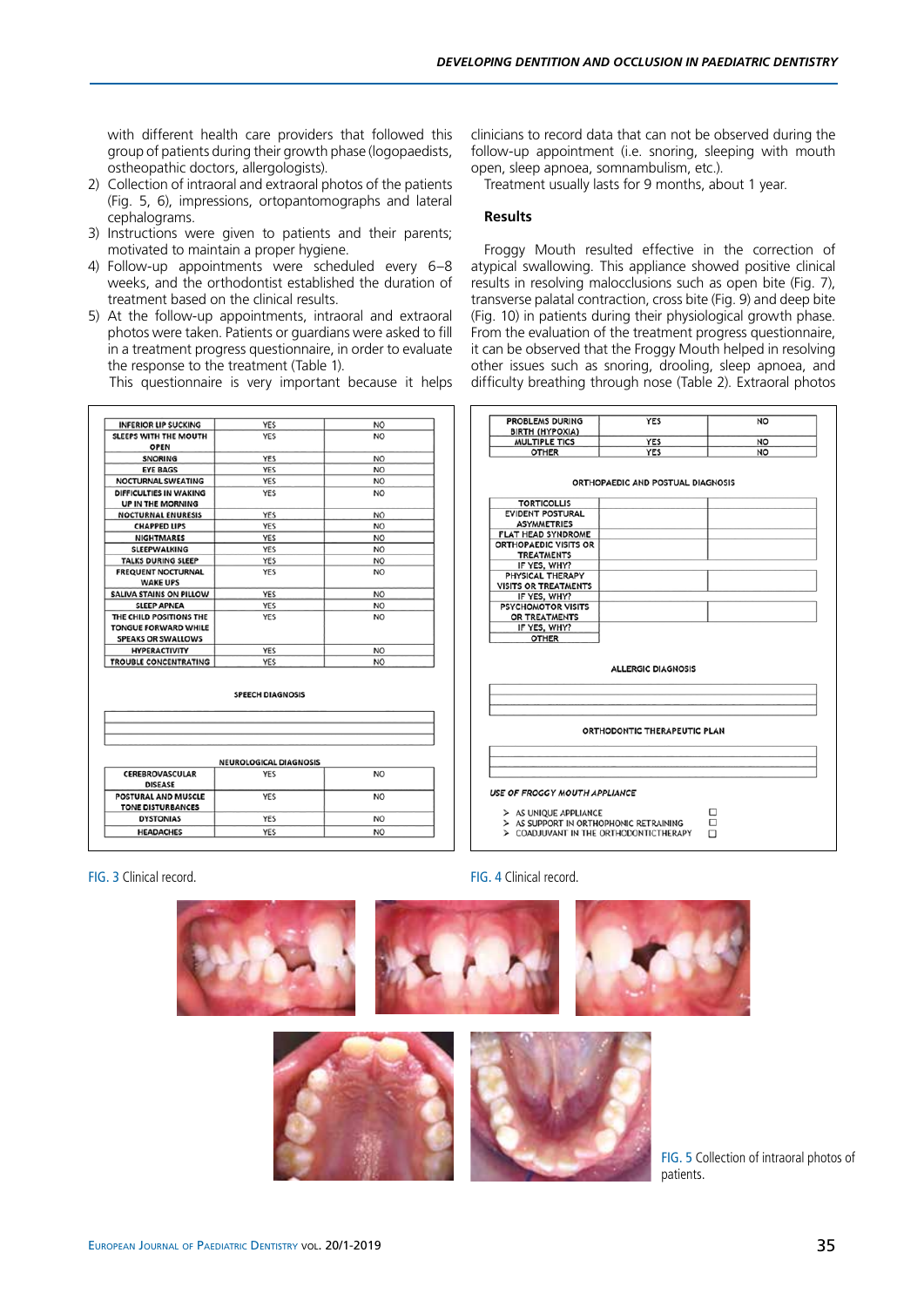with different health care providers that followed this group of patients during their growth phase (logopaedists, ostheopathic doctors, allergologists).

2) Collection of intraoral and extraoral photos of the patients (Fig. 5, 6), impressions, ortopantomographs and lateral cephalograms.
3) Instructions were given to patients and their parents; motivated to maintain a proper hygiene.
4) Follow-up appointments were scheduled every 6–8 weeks, and the orthodontist established the duration of treatment based on the clinical results.
5) At the follow-up appointments, intraoral and extraoral photos were taken. Patients or guardians were asked to fill in a treatment progress questionnaire, in order to evaluate the response to the treatment (Table 1).

This questionnaire is very important because it helps clinicians to record data that can not be observed during the follow-up appointment (i.e. snoring, sleeping with mouth open, sleep apnoea, somnambulism, etc.).

Treatment usually lasts for 9 months, about 1 year.

## Results

Froggy Mouth resulted effective in the correction of atypical swallowing. This appliance showed positive clinical results in resolving malocclusions such as open bite (Fig. 7), transverse palatal contraction, cross bite (Fig. 9) and deep bite (Fig. 10) in patients during their physiological growth phase. From the evaluation of the treatment progress questionnaire, it can be observed that the Froggy Mouth helped in resolving other issues such as snoring, drooling, sleep apnoea, and difficulty breathing through nose (Table 2). Extraoral photos

| INFERIOR LIP SUCKING | YES | NO |
|---|---|---|
| SLEEPS WITH THE MOUTH OPEN | YES | NO |
| SNORING | YES | NO |
| EYE BAGS | YES | NO |
| NOCTURNAL SWEATING | YES | NO |
| DIFFICULTIES IN WAKING UP IN THE MORNING | YES | NO |
| NOCTURNAL ENURESIS | YES | NO |
| CHAPPED LIPS | YES | NO |
| NIGHTMARES | YES | NO |
| SLEEPWALKING | YES | NO |
| TALKS DURING SLEEP | YES | NO |
| FREQUENT NOCTURNAL WAKE UPS | YES | NO |
| SALIVA STAINS ON PILLOW | YES | NO |
| SLEEP APNEA | YES | NO |
| THE CHILD POSITIONS THE TONGUE FORWARD WHILE SPEAKS OR SWALLOWS | YES | NO |
| HYPERACTIVITY | YES | NO |
| TROUBLE CONCENTRATING | YES | NO |

SPEECH DIAGNOSIS

NEUROLOGICAL DIAGNOSIS

| CEREBROVASCULAR DISEASE | YES | NO |
|---|---|---|
| POSTURAL AND MUSCLE TONE DISTURBANCES | YES | NO |
| DYSTONIAS | YES | NO |
| HEADACHES | YES | NO |

FIG. 3 Clinical record.

| PROBLEMS DURING BIRTH (HYPOXIA) | YES | NO |
|---|---|---|
| MULTIPLE TICS | YES | NO |
| OTHER | YES | NO |

ORTHOPAEDIC AND POSTUAL DIAGNOSIS

| TORTICOLLIS | |
|---|---|
| EVIDENT POSTURAL ASYMMETRIES | |
| FLAT HEAD SYNDROME | |
| ORTHOPAEDIC VISITS OR TREATMENTS | |
| IF YES, WHY? | |
| PHYSICAL THERAPY VISITS OR TREATMENTS | |
| IF YES, WHY? | |
| PSYCHOMOTOR VISITS OR TREATMENTS | |
| IF YES, WHY? | |
| OTHER | |

ALLERGIC DIAGNOSIS

ORTHODONTIC THERAPEUTIC PLAN

*USE OF FROGGY MOUTH APPLIANCE*

- AS UNIQUE APPLIANCE ☐
- AS SUPPORT IN ORTHOPHONIC RETRAINING ☐
- COADJUVANT IN THE ORTHODONTICTHERAPY ☐

FIG. 4 Clinical record.

FIG. 5 Collection of intraoral photos of patients.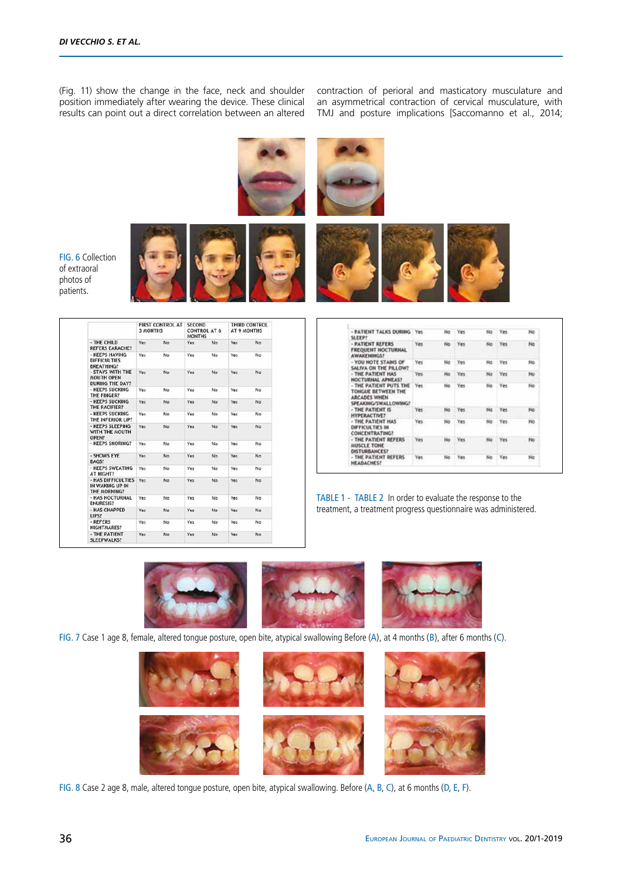(Fig. 11) show the change in the face, neck and shoulder position immediately after wearing the device. These clinical results can point out a direct correlation between an altered contraction of perioral and masticatory musculature and an asymmetrical contraction of cervical musculature, with TMJ and posture implications [Saccomanno et al., 2014;

FIG. 6 Collection of extraoral photos of patients.

| | FIRST CONTROL AT 3 MONTHS | | SECOND CONTROL AT 6 MONTHS | | THIRD CONTROL AT 9 MONTHS | |
|---|---|---|---|---|---|---|
| - THE CHILD REFERS EARACHE? | Yes | No | Yes | No | Yes | No |
| - KEEPS HAVING DIFFICULTIES BREATHING? | Yes | No | Yes | No | Yes | No |
| - STAYS WITH THE MOUTH OPEN DURING THE DAY? | Yes | No | Yes | No | Yes | No |
| - KEEPS SUCKING THE FINGER? | Yes | No | Yes | No | Yes | No |
| - KEEPS SUCKING THE PACIFIER? | Yes | No | Yes | No | Yes | No |
| - KEEPS SUCKING THE INFERIOR LIP? | Yes | No | Yes | No | Yes | No |
| - KEEPS SLEEPING WITH THE MOUTH OPEN? | Yes | No | Yes | No | Yes | No |
| - KEEPS SNORING? | Yes | No | Yes | No | Yes | No |
| - SHOWS EYE BAGS? | Yes | No | Yes | No | Yes | No |
| - KEEPS SWEATING AT NIGHT? | Yes | No | Yes | No | Yes | No |
| - HAS DIFFICULTIES IN WAKING UP IN THE MORNING? | Yes | No | Yes | No | Yes | No |
| - HAS NOCTURNAL ENURESIS? | Yes | No | Yes | No | Yes | No |
| - HAS CHAPPED LIPS? | Yes | No | Yes | No | Yes | No |
| - REFERS NIGHTMARES? | Yes | No | Yes | No | Yes | No |
| - THE PATIENT SLEEPWALKS? | Yes | No | Yes | No | Yes | No |

| | | | | | | |
|---|---|---|---|---|---|---|
| - PATIENT TALKS DURING SLEEP? | Yes | No | Yes | No | Yes | No |
| - PATIENT REFERS FREQUENT NOCTURNAL AWAKENINGS? | Yes | No | Yes | No | Yes | No |
| - YOU NOTE STAINS OF SALIVA ON THE PILLOW? | Yes | No | Yes | No | Yes | No |
| - THE PATIENT HAS NOCTURNAL APNEAS? | Yes | No | Yes | No | Yes | No |
| - THE PATIENT PUTS THE TONGUE BETWEEN THE ARCADES WHEN SPEAKING/SWALLOWING? | Yes | No | Yes | No | Yes | No |
| - THE PATIENT IS HYPERACTIVE? | Yes | No | Yes | No | Yes | No |
| - THE PATIENT HAS DIFFICULTIES IN CONCENTRATING? | Yes | No | Yes | No | Yes | No |
| - THE PATIENT REFERS MUSCLE TONE DISTURBANCES? | Yes | No | Yes | No | Yes | No |
| - THE PATIENT REFERS HEADACHES? | Yes | No | Yes | No | Yes | No |

TABLE 1 - TABLE 2 In order to evaluate the response to the treatment, a treatment progress questionnaire was administered.

FIG. 7 Case 1 age 8, female, altered tongue posture, open bite, atypical swallowing Before (A), at 4 months (B), after 6 months (C).

FIG. 8 Case 2 age 8, male, altered tongue posture, open bite, atypical swallowing. Before (A, B, C), at 6 months (D, E, F).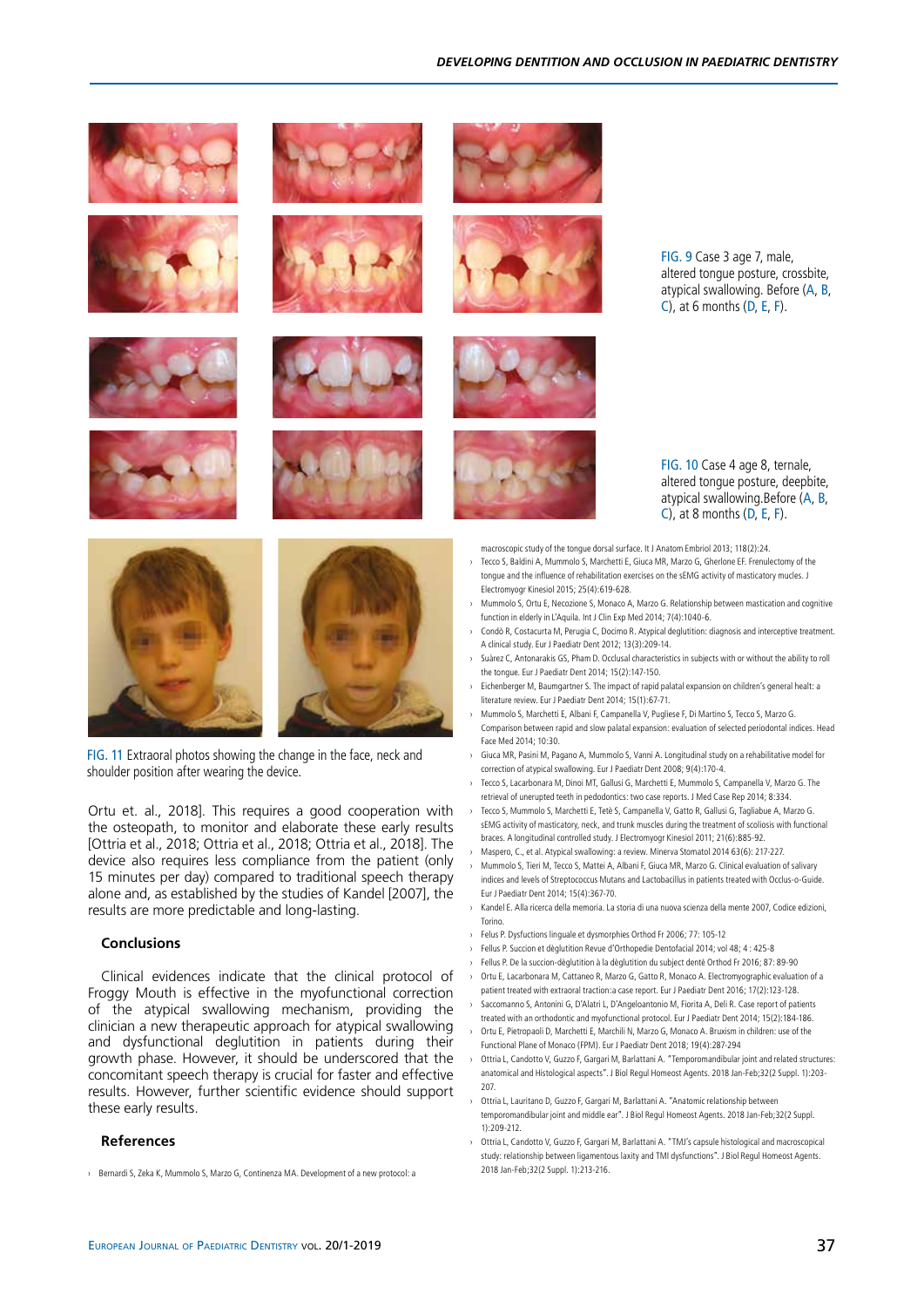FIG. 9 Case 3 age 7, male, altered tongue posture, crossbite, atypical swallowing. Before (A, B, C), at 6 months (D, E, F).

FIG. 10 Case 4 age 8, ternale, altered tongue posture, deepbite, atypical swallowing.Before (A, B, C), at 8 months (D, E, F).

FIG. 11 Extraoral photos showing the change in the face, neck and shoulder position after wearing the device.

Ortu et. al., 2018]. This requires a good cooperation with the osteopath, to monitor and elaborate these early results [Ottria et al., 2018; Ottria et al., 2018; Ottria et al., 2018]. The device also requires less compliance from the patient (only 15 minutes per day) compared to traditional speech therapy alone and, as established by the studies of Kandel [2007], the results are more predictable and long-lasting.

## Conclusions

Clinical evidences indicate that the clinical protocol of Froggy Mouth is effective in the myofunctional correction of the atypical swallowing mechanism, providing the clinician a new therapeutic approach for atypical swallowing and dysfunctional deglutition in patients during their growth phase. However, it should be underscored that the concomitant speech therapy is crucial for faster and effective results. However, further scientific evidence should support these early results.

## References

- Bernardi S, Zeka K, Mummolo S, Marzo G, Continenza MA. Development of a new protocol: a macroscopic study of the tongue dorsal surface. It J Anatom Embriol 2013; 118(2):24.
- Tecco S, Baldini A, Mummolo S, Marchetti E, Giuca MR, Marzo G, Gherlone EF. Frenulectomy of the tongue and the influence of rehabilitation exercises on the sEMG activity of masticatory mucles. J Electromyogr Kinesiol 2015; 25(4):619-628.
- Mummolo S, Ortu E, Necozione S, Monaco A, Marzo G. Relationship between mastication and cognitive function in elderly in L'Aquila. Int J Clin Exp Med 2014; 7(4):1040-6.
- Condò R, Costacurta M, Perugia C, Docimo R. Atypical deglutition: diagnosis and interceptive treatment. A clinical study. Eur J Paediatr Dent 2012; 13(3):209-14.
- Suàrez C, Antonarakis GS, Pham D. Occlusal characteristics in subjects with or without the ability to roll the tongue. Eur J Paediatr Dent 2014; 15(2):147-150.
- Eichenberger M, Baumgartner S. The impact of rapid palatal expansion on children's general healt: a literature review. Eur J Paediatr Dent 2014; 15(1):67-71.
- Mummolo S, Marchetti E, Albani F, Campanella V, Pugliese F, Di Martino S, Tecco S, Marzo G. Comparison between rapid and slow palatal expansion: evaluation of selected periodontal indices. Head Face Med 2014; 10:30.
- Giuca MR, Pasini M, Pagano A, Mummolo S, Vanni A. Longitudinal study on a rehabilitative model for correction of atypical swallowing. Eur J Paediatr Dent 2008; 9(4):170-4.
- Tecco S, Lacarbonara M, Dinoi MT, Gallusi G, Marchetti E, Mummolo S, Campanella V, Marzo G. The retrieval of unerupted teeth in pedodontics: two case reports. J Med Case Rep 2014; 8:334.
- Tecco S, Mummolo S, Marchetti E, Tetè S, Campanella V, Gatto R, Gallusi G, Tagliabue A, Marzo G. sEMG activity of masticatory, neck, and trunk muscles during the treatment of scoliosis with functional braces. A longitudinal controlled study. J Electromyogr Kinesiol 2011; 21(6):885-92.
- Maspero, C., et al. Atypical swallowing: a review. Minerva Stomatol 2014 63(6): 217-227.
- Mummolo S, Tieri M, Tecco S, Mattei A, Albani F, Giuca MR, Marzo G. Clinical evaluation of salivary indices and levels of Streptococcus Mutans and Lactobacillus in patients treated with Occlus-o-Guide. Eur J Paediatr Dent 2014; 15(4):367-70.
- Kandel E. Alla ricerca della memoria. La storia di una nuova scienza della mente 2007, Codice edizioni, Torino.
- Felus P. Dysfuctions linguale et dysmorphies Orthod Fr 2006; 77: 105-12
- Fellus P. Succion et dèglutition Revue d'Orthopedie Dentofacial 2014; vol 48; 4 : 425-8
- Fellus P. De la succion-dèglutition à la dèglutition du subject dentè Orthod Fr 2016; 87: 89-90
- Ortu E, Lacarbonara M, Cattaneo R, Marzo G, Gatto R, Monaco A. Electromyographic evaluation of a patient treated with extraoral traction:a case report. Eur J Paediatr Dent 2016; 17(2):123-128.
- Saccomanno S, Antonini G, D'Alatri L, D'Angeloantonio M, Fiorita A, Deli R. Case report of patients treated with an orthodontic and myofunctional protocol. Eur J Paediatr Dent 2014; 15(2):184-186.
- Ortu E, Pietropaoli D, Marchetti E, Marchili N, Marzo G, Monaco A. Bruxism in children: use of the Functional Plane of Monaco (FPM). Eur J Paediatr Dent 2018; 19(4):287-294
- Ottria L, Candotto V, Guzzo F, Gargari M, Barlattani A. "Temporomandibular joint and related structures: anatomical and Histological aspects". J Biol Regul Homeost Agents. 2018 Jan-Feb;32(2 Suppl. 1):203-207.
- Ottria L, Lauritano D, Guzzo F, Gargari M, Barlattani A. "Anatomic relationship between temporomandibular joint and middle ear". J Biol Regul Homeost Agents. 2018 Jan-Feb;32(2 Suppl. 1):209-212.
- Ottria L, Candotto V, Guzzo F, Gargari M, Barlattani A. "TMJ's capsule histological and macroscopical study: relationship between ligamentous laxity and TMJ dysfunctions". J Biol Regul Homeost Agents. 2018 Jan-Feb;32(2 Suppl. 1):213-216.